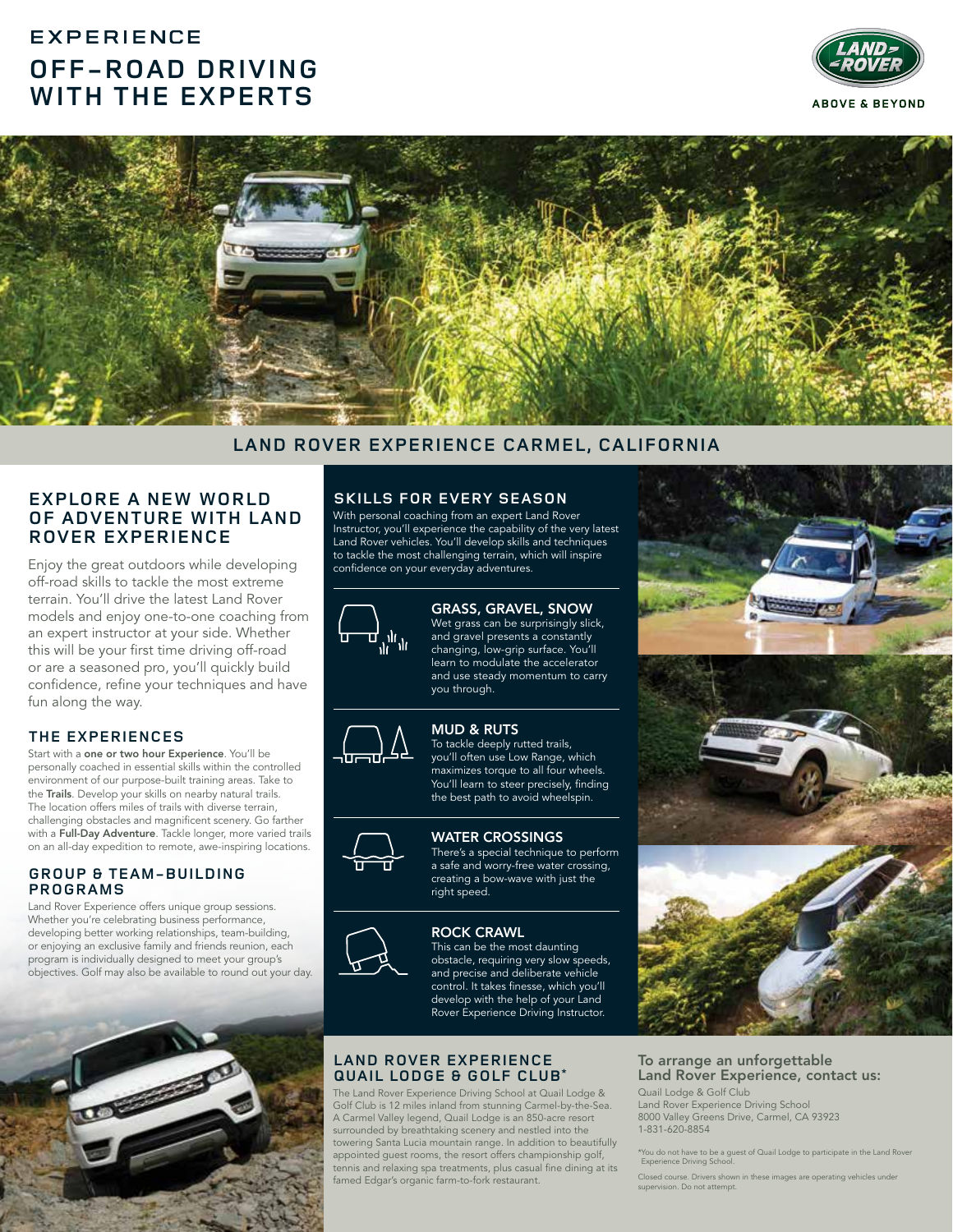# EXPERIENCE
# OFF-ROAD DRIVING WITH THE EXPERTS

ABOVE & BEYOND

## LAND ROVER EXPERIENCE CARMEL, CALIFORNIA

## EXPLORE A NEW WORLD OF ADVENTURE WITH LAND ROVER EXPERIENCE

Enjoy the great outdoors while developing off-road skills to tackle the most extreme terrain. You'll drive the latest Land Rover models and enjoy one-to-one coaching from an expert instructor at your side. Whether this will be your first time driving off-road or are a seasoned pro, you'll quickly build confidence, refine your techniques and have fun along the way.

### THE EXPERIENCES

Start with a **one or two hour Experience**. You'll be personally coached in essential skills within the controlled environment of our purpose-built training areas. Take to the **Trails**. Develop your skills on nearby natural trails. The location offers miles of trails with diverse terrain, challenging obstacles and magnificent scenery. Go farther with a **Full-Day Adventure**. Tackle longer, more varied trails on an all-day expedition to remote, awe-inspiring locations.

### GROUP & TEAM-BUILDING PROGRAMS

Land Rover Experience offers unique group sessions. Whether you're celebrating business performance, developing better working relationships, team-building, or enjoying an exclusive family and friends reunion, each program is individually designed to meet your group's objectives. Golf may also be available to round out your day.

## SKILLS FOR EVERY SEASON

With personal coaching from an expert Land Rover Instructor, you'll experience the capability of the very latest Land Rover vehicles. You'll develop skills and techniques to tackle the most challenging terrain, which will inspire confidence on your everyday adventures.

### GRASS, GRAVEL, SNOW

Wet grass can be surprisingly slick, and gravel presents a constantly changing, low-grip surface. You'll learn to modulate the accelerator and use steady momentum to carry you through.

### MUD & RUTS

To tackle deeply rutted trails, you'll often use Low Range, which maximizes torque to all four wheels. You'll learn to steer precisely, finding the best path to avoid wheelspin.

### WATER CROSSINGS

There's a special technique to perform a safe and worry-free water crossing, creating a bow-wave with just the right speed.

### ROCK CRAWL

This can be the most daunting obstacle, requiring very slow speeds, and precise and deliberate vehicle control. It takes finesse, which you'll develop with the help of your Land Rover Experience Driving Instructor.

## LAND ROVER EXPERIENCE QUAIL LODGE & GOLF CLUB*

The Land Rover Experience Driving School at Quail Lodge & Golf Club is 12 miles inland from stunning Carmel-by-the-Sea. A Carmel Valley legend, Quail Lodge is an 850-acre resort surrounded by breathtaking scenery and nestled into the towering Santa Lucia mountain range. In addition to beautifully appointed guest rooms, the resort offers championship golf, tennis and relaxing spa treatments, plus casual fine dining at its famed Edgar's organic farm-to-fork restaurant.

## To arrange an unforgettable Land Rover Experience, contact us:

Quail Lodge & Golf Club
Land Rover Experience Driving School
8000 Valley Greens Drive, Carmel, CA 93923
1-831-620-8854

*You do not have to be a guest of Quail Lodge to participate in the Land Rover Experience Driving School.

Closed course. Drivers shown in these images are operating vehicles under supervision. Do not attempt.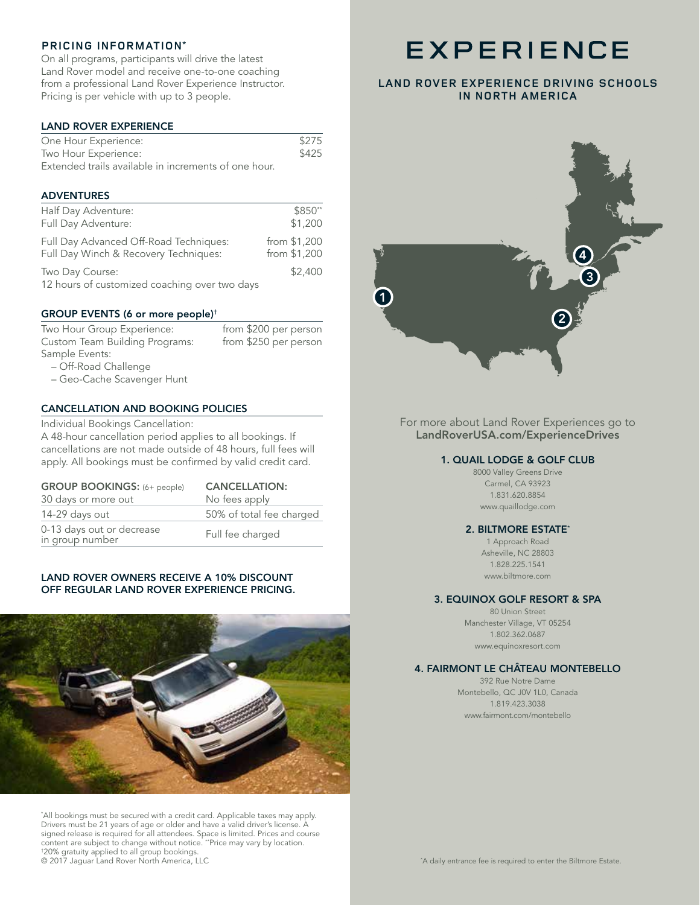## PRICING INFORMATION*

On all programs, participants will drive the latest Land Rover model and receive one-to-one coaching from a professional Land Rover Experience Instructor. Pricing is per vehicle with up to 3 people.

### LAND ROVER EXPERIENCE

| | |
|---|---|
| One Hour Experience: | $275 |
| Two Hour Experience: | $425 |

Extended trails available in increments of one hour.

### ADVENTURES

| | |
|---|---|
| Half Day Adventure: | $850** |
| Full Day Adventure: | $1,200 |
| Full Day Advanced Off-Road Techniques: | from $1,200 |
| Full Day Winch & Recovery Techniques: | from $1,200 |
| Two Day Course: | $2,400 |

12 hours of customized coaching over two days

### GROUP EVENTS (6 or more people)†

| | |
|---|---|
| Two Hour Group Experience: | from $200 per person |
| Custom Team Building Programs: | from $250 per person |

Sample Events:

- Off-Road Challenge
- Geo-Cache Scavenger Hunt

### CANCELLATION AND BOOKING POLICIES

Individual Bookings Cancellation:
A 48-hour cancellation period applies to all bookings. If cancellations are not made outside of 48 hours, full fees will apply. All bookings must be confirmed by valid credit card.

| GROUP BOOKINGS: (6+ people) | CANCELLATION: |
|---|---|
| 30 days or more out | No fees apply |
| 14-29 days out | 50% of total fee charged |
| 0-13 days out or decrease in group number | Full fee charged |

**LAND ROVER OWNERS RECEIVE A 10% DISCOUNT OFF REGULAR LAND ROVER EXPERIENCE PRICING.**

*All bookings must be secured with a credit card. Applicable taxes may apply. Drivers must be 21 years of age or older and have a valid driver's license. A signed release is required for all attendees. Space is limited. Prices and course content are subject to change without notice. **Price may vary by location.
†20% gratuity applied to all group bookings.
© 2017 Jaguar Land Rover North America, LLC

# EXPERIENCE

## LAND ROVER EXPERIENCE DRIVING SCHOOLS IN NORTH AMERICA

For more about Land Rover Experiences go to
**LandRoverUSA.com/ExperienceDrives**

### 1. QUAIL LODGE & GOLF CLUB

8000 Valley Greens Drive
Carmel, CA 93923
1.831.620.8854
www.quaillodge.com

### 2. BILTMORE ESTATE*

1 Approach Road
Asheville, NC 28803
1.828.225.1541
www.biltmore.com

### 3. EQUINOX GOLF RESORT & SPA

80 Union Street
Manchester Village, VT 05254
1.802.362.0687
www.equinoxresort.com

### 4. FAIRMONT LE CHÂTEAU MONTEBELLO

392 Rue Notre Dame
Montebello, QC J0V 1L0, Canada
1.819.423.3038
www.fairmont.com/montebello

*A daily entrance fee is required to enter the Biltmore Estate.